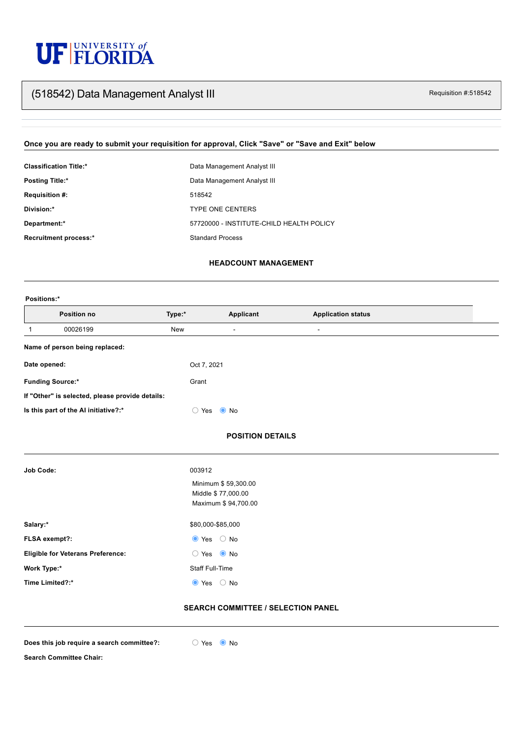UF | UNIVERSITY of FLORIDA

# (518542) Data Management Analyst III

Requisition #:518542

**Once you are ready to submit your requisition for approval, Click "Save" or "Save and Exit" below**

| | |
|---|---|
| **Classification Title:*** | Data Management Analyst III |
| **Posting Title:*** | Data Management Analyst III |
| **Requisition #:** | 518542 |
| **Division:*** | TYPE ONE CENTERS |
| **Department:*** | 57720000 - INSTITUTE-CHILD HEALTH POLICY |
| **Recruitment process:*** | Standard Process |

## HEADCOUNT MANAGEMENT

**Positions:***

| | Position no | Type:* | Applicant | Application status |
|---|---|---|---|---|
| 1 | 00026199 | New | - | - |

| | |
|---|---|
| **Name of person being replaced:** | |
| **Date opened:** | Oct 7, 2021 |
| **Funding Source:*** | Grant |
| **If "Other" is selected, please provide details:** | |
| **Is this part of the AI initiative?:*** | ○ Yes ◉ No |

## POSITION DETAILS

| | |
|---|---|
| **Job Code:** | 003912<br>Minimum $ 59,300.00<br>Middle $ 77,000.00<br>Maximum $ 94,700.00 |
| **Salary:*** | $80,000-$85,000 |
| **FLSA exempt?:** | ◉ Yes ○ No |
| **Eligible for Veterans Preference:** | ○ Yes ◉ No |
| **Work Type:*** | Staff Full-Time |
| **Time Limited?:*** | ◉ Yes ○ No |

## SEARCH COMMITTEE / SELECTION PANEL

| | |
|---|---|
| **Does this job require a search committee?:** | ○ Yes ◉ No |
| **Search Committee Chair:** | |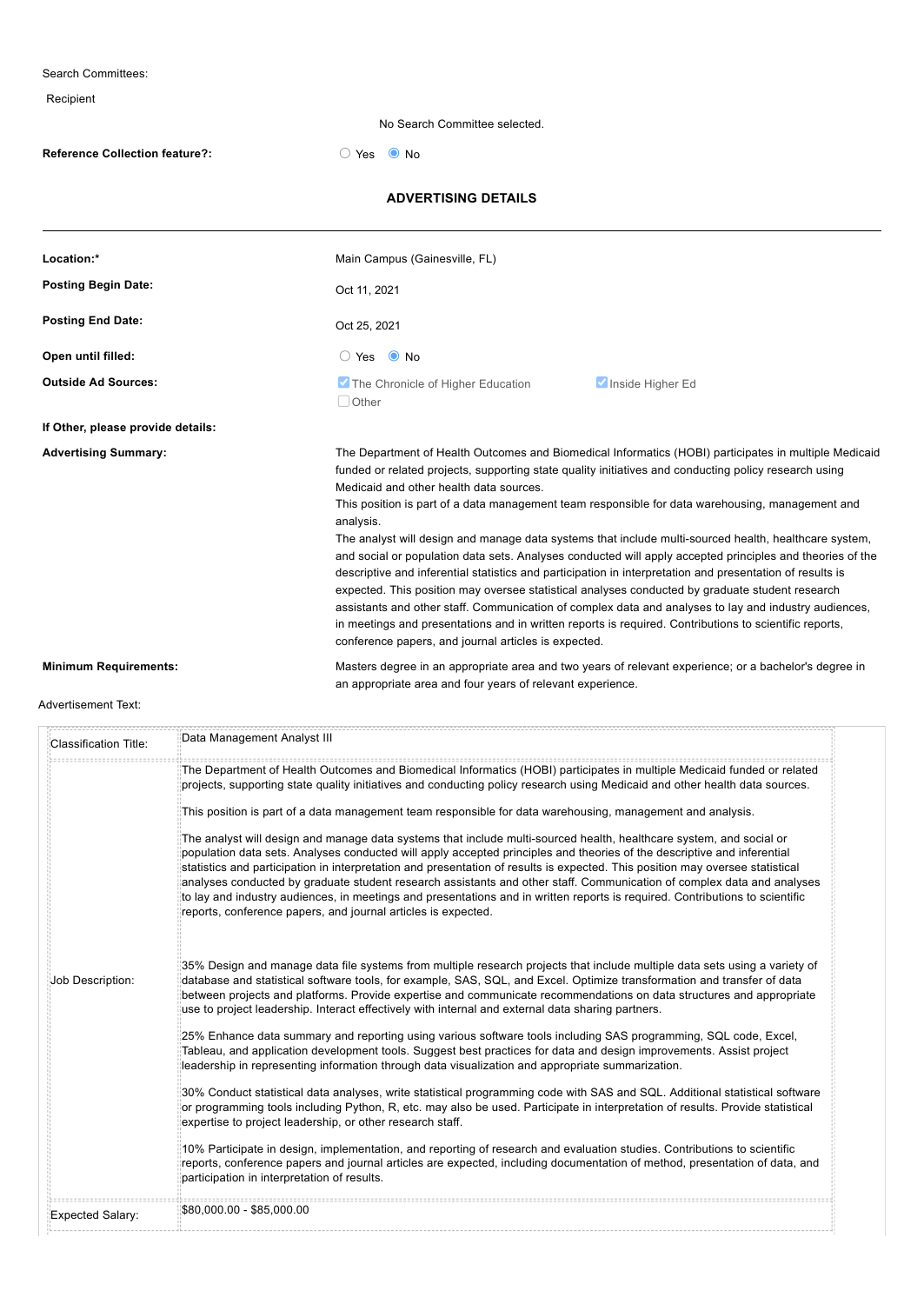Search Committees:

Recipient

No Search Committee selected.

**Reference Collection feature?:** ○ Yes ◉ No

## ADVERTISING DETAILS

---

**Location:*** Main Campus (Gainesville, FL)

**Posting Begin Date:** Oct 11, 2021

**Posting End Date:** Oct 25, 2021

**Open until filled:** ○ Yes ◉ No

**Outside Ad Sources:** ☑ The Chronicle of Higher Education ☑ Inside Higher Ed ☐ Other

**If Other, please provide details:**

**Advertising Summary:**

The Department of Health Outcomes and Biomedical Informatics (HOBI) participates in multiple Medicaid funded or related projects, supporting state quality initiatives and conducting policy research using Medicaid and other health data sources.
This position is part of a data management team responsible for data warehousing, management and analysis.
The analyst will design and manage data systems that include multi-sourced health, healthcare system, and social or population data sets. Analyses conducted will apply accepted principles and theories of the descriptive and inferential statistics and participation in interpretation and presentation of results is expected. This position may oversee statistical analyses conducted by graduate student research assistants and other staff. Communication of complex data and analyses to lay and industry audiences, in meetings and presentations and in written reports is required. Contributions to scientific reports, conference papers, and journal articles is expected.

**Minimum Requirements:**

Masters degree in an appropriate area and two years of relevant experience; or a bachelor's degree in an appropriate area and four years of relevant experience.

Advertisement Text:

| | |
|---|---|
| Classification Title: | Data Management Analyst III |
| Job Description: | The Department of Health Outcomes and Biomedical Informatics (HOBI) participates in multiple Medicaid funded or related projects, supporting state quality initiatives and conducting policy research using Medicaid and other health data sources.<br><br>This position is part of a data management team responsible for data warehousing, management and analysis.<br><br>The analyst will design and manage data systems that include multi-sourced health, healthcare system, and social or population data sets. Analyses conducted will apply accepted principles and theories of the descriptive and inferential statistics and participation in interpretation and presentation of results is expected. This position may oversee statistical analyses conducted by graduate student research assistants and other staff. Communication of complex data and analyses to lay and industry audiences, in meetings and presentations and in written reports is required. Contributions to scientific reports, conference papers, and journal articles is expected.<br><br>35% Design and manage data file systems from multiple research projects that include multiple data sets using a variety of database and statistical software tools, for example, SAS, SQL, and Excel. Optimize transformation and transfer of data between projects and platforms. Provide expertise and communicate recommendations on data structures and appropriate use to project leadership. Interact effectively with internal and external data sharing partners.<br><br>25% Enhance data summary and reporting using various software tools including SAS programming, SQL code, Excel, Tableau, and application development tools. Suggest best practices for data and design improvements. Assist project leadership in representing information through data visualization and appropriate summarization.<br><br>30% Conduct statistical data analyses, write statistical programming code with SAS and SQL. Additional statistical software or programming tools including Python, R, etc. may also be used. Participate in interpretation of results. Provide statistical expertise to project leadership, or other research staff.<br><br>10% Participate in design, implementation, and reporting of research and evaluation studies. Contributions to scientific reports, conference papers and journal articles are expected, including documentation of method, presentation of data, and participation in interpretation of results. |
| Expected Salary: | $80,000.00 - $85,000.00 |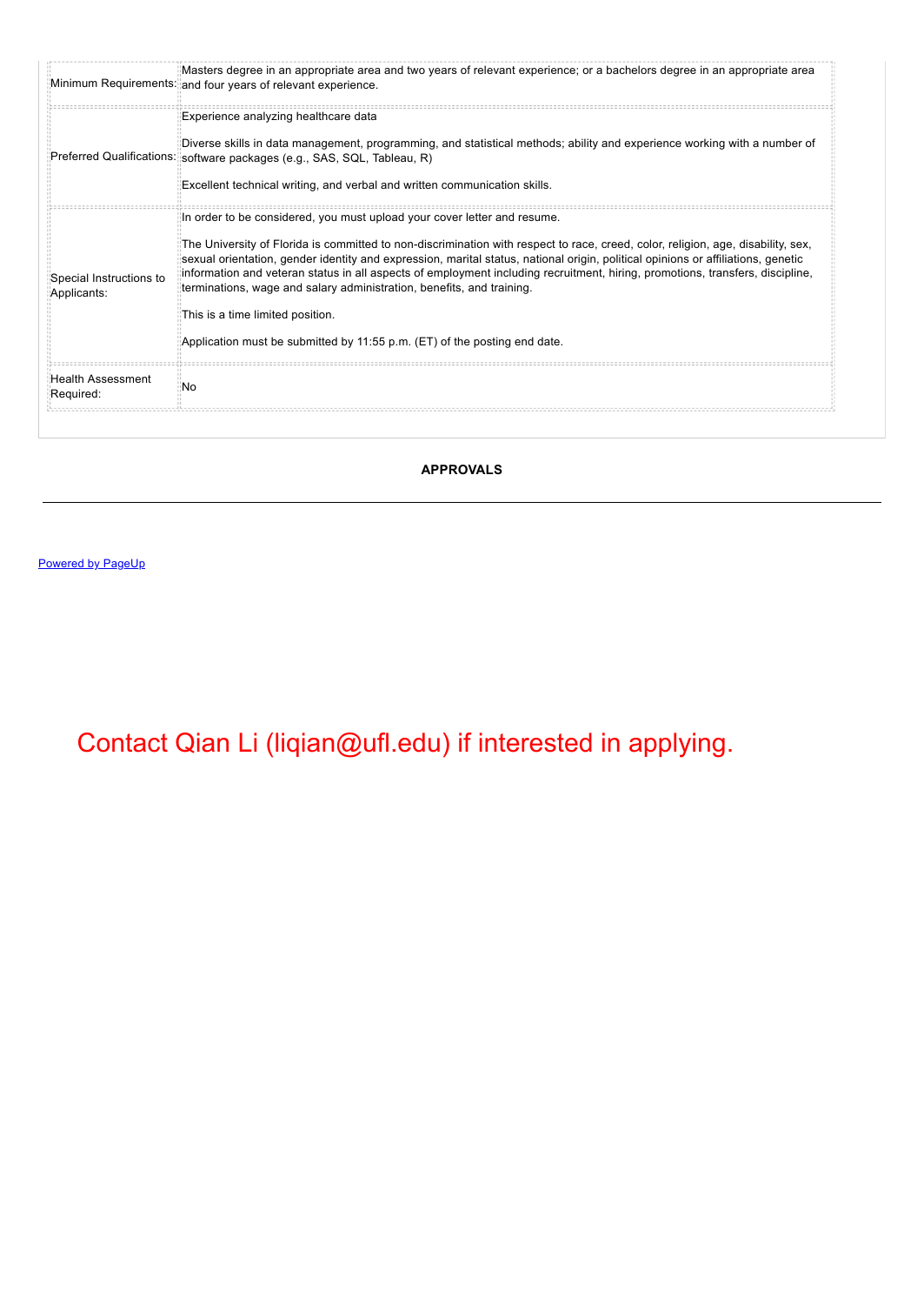| | |
|---|---|
| Minimum Requirements: | Masters degree in an appropriate area and two years of relevant experience; or a bachelors degree in an appropriate area and four years of relevant experience. |
| Preferred Qualifications: | Experience analyzing healthcare data<br><br>Diverse skills in data management, programming, and statistical methods; ability and experience working with a number of software packages (e.g., SAS, SQL, Tableau, R)<br><br>Excellent technical writing, and verbal and written communication skills. |
| Special Instructions to Applicants: | In order to be considered, you must upload your cover letter and resume.<br><br>The University of Florida is committed to non-discrimination with respect to race, creed, color, religion, age, disability, sex, sexual orientation, gender identity and expression, marital status, national origin, political opinions or affiliations, genetic information and veteran status in all aspects of employment including recruitment, hiring, promotions, transfers, discipline, terminations, wage and salary administration, benefits, and training.<br><br>This is a time limited position.<br><br>Application must be submitted by 11:55 p.m. (ET) of the posting end date. |
| Health Assessment Required: | No |

**APPROVALS**

---

Powered by PageUp

Contact Qian Li (liqian@ufl.edu) if interested in applying.